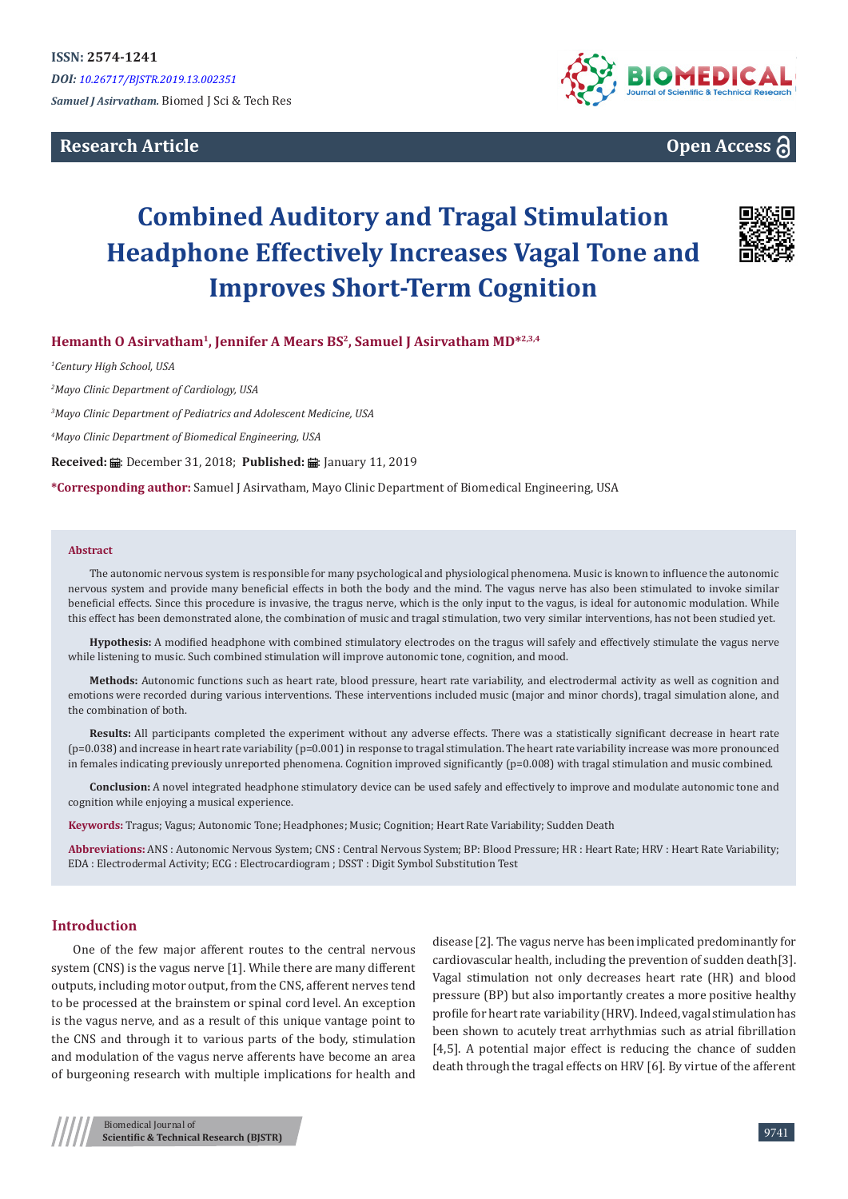ISSN: 2574-1241

*DOI: 10.26717/BJSTR.2019.13.002351*

***Samuel J Asirvatham.*** Biomed J Sci & Tech Res

**Research Article**

**Open Access**

# Combined Auditory and Tragal Stimulation Headphone Effectively Increases Vagal Tone and Improves Short-Term Cognition

**Hemanth O Asirvatham[1], Jennifer A Mears BS[2], Samuel J Asirvatham MD*[2,3,4]**

[1]*Century High School, USA*

[2]*Mayo Clinic Department of Cardiology, USA*

[3]*Mayo Clinic Department of Pediatrics and Adolescent Medicine, USA*

[4]*Mayo Clinic Department of Biomedical Engineering, USA*

**Received:** December 31, 2018; **Published:** January 11, 2019

***Corresponding author:** Samuel J Asirvatham, Mayo Clinic Department of Biomedical Engineering, USA

## Abstract

The autonomic nervous system is responsible for many psychological and physiological phenomena. Music is known to influence the autonomic nervous system and provide many beneficial effects in both the body and the mind. The vagus nerve has also been stimulated to invoke similar beneficial effects. Since this procedure is invasive, the tragus nerve, which is the only input to the vagus, is ideal for autonomic modulation. While this effect has been demonstrated alone, the combination of music and tragal stimulation, two very similar interventions, has not been studied yet.

**Hypothesis:** A modified headphone with combined stimulatory electrodes on the tragus will safely and effectively stimulate the vagus nerve while listening to music. Such combined stimulation will improve autonomic tone, cognition, and mood.

**Methods:** Autonomic functions such as heart rate, blood pressure, heart rate variability, and electrodermal activity as well as cognition and emotions were recorded during various interventions. These interventions included music (major and minor chords), tragal simulation alone, and the combination of both.

**Results:** All participants completed the experiment without any adverse effects. There was a statistically significant decrease in heart rate ($p=0.038$) and increase in heart rate variability ($p=0.001$) in response to tragal stimulation. The heart rate variability increase was more pronounced in females indicating previously unreported phenomena. Cognition improved significantly ($p=0.008$) with tragal stimulation and music combined.

**Conclusion:** A novel integrated headphone stimulatory device can be used safely and effectively to improve and modulate autonomic tone and cognition while enjoying a musical experience.

**Keywords:** Tragus; Vagus; Autonomic Tone; Headphones; Music; Cognition; Heart Rate Variability; Sudden Death

**Abbreviations:** ANS : Autonomic Nervous System; CNS : Central Nervous System; BP: Blood Pressure; HR : Heart Rate; HRV : Heart Rate Variability; EDA : Electrodermal Activity; ECG : Electrocardiogram ; DSST : Digit Symbol Substitution Test

## Introduction

One of the few major afferent routes to the central nervous system (CNS) is the vagus nerve [1]. While there are many different outputs, including motor output, from the CNS, afferent nerves tend to be processed at the brainstem or spinal cord level. An exception is the vagus nerve, and as a result of this unique vantage point to the CNS and through it to various parts of the body, stimulation and modulation of the vagus nerve afferents have become an area of burgeoning research with multiple implications for health and disease [2]. The vagus nerve has been implicated predominantly for cardiovascular health, including the prevention of sudden death[3]. Vagal stimulation not only decreases heart rate (HR) and blood pressure (BP) but also importantly creates a more positive healthy profile for heart rate variability (HRV). Indeed, vagal stimulation has been shown to acutely treat arrhythmias such as atrial fibrillation [4,5]. A potential major effect is reducing the chance of sudden death through the tragal effects on HRV [6]. By virtue of the afferent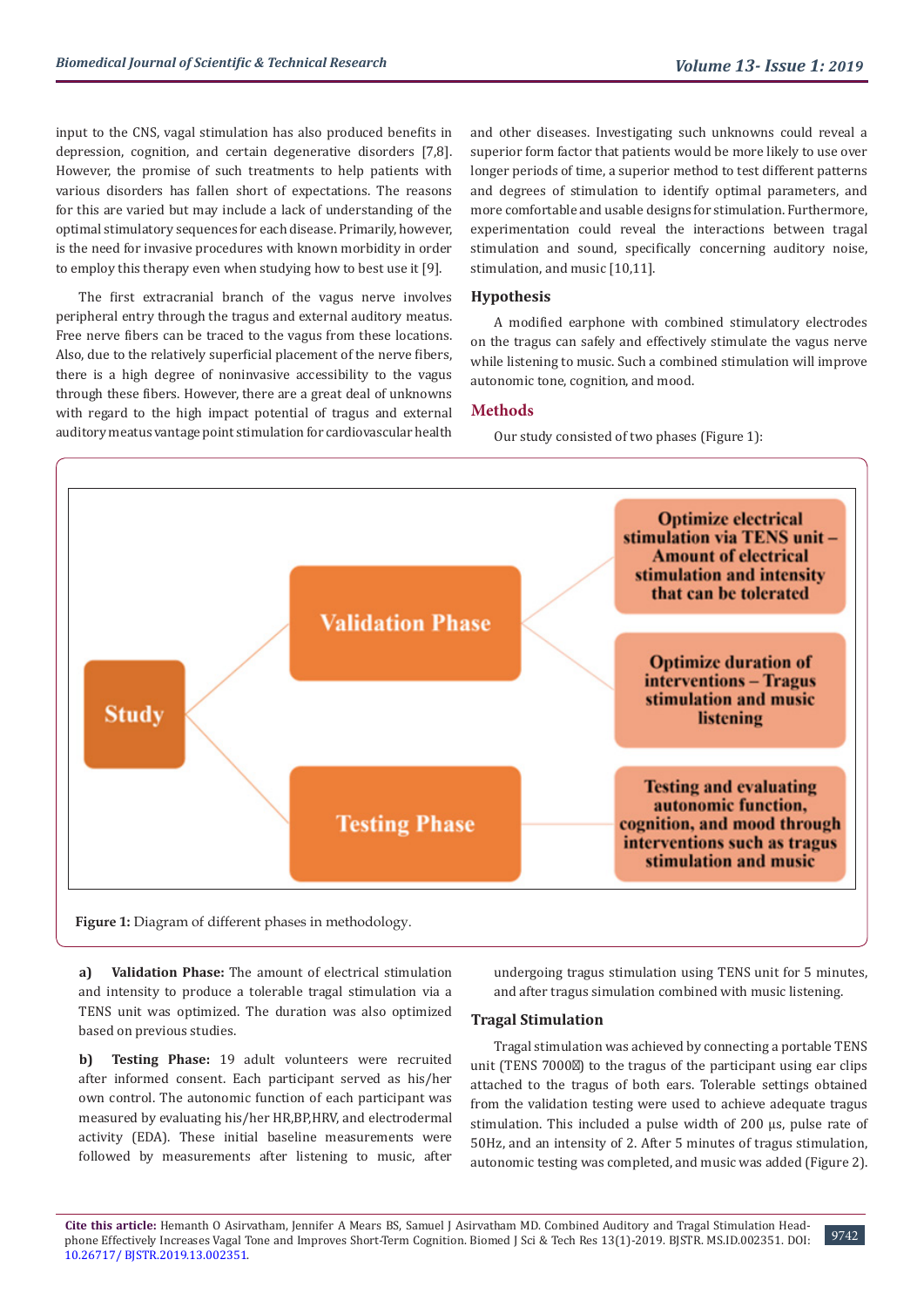input to the CNS, vagal stimulation has also produced benefits in depression, cognition, and certain degenerative disorders [7,8]. However, the promise of such treatments to help patients with various disorders has fallen short of expectations. The reasons for this are varied but may include a lack of understanding of the optimal stimulatory sequences for each disease. Primarily, however, is the need for invasive procedures with known morbidity in order to employ this therapy even when studying how to best use it [9].

The first extracranial branch of the vagus nerve involves peripheral entry through the tragus and external auditory meatus. Free nerve fibers can be traced to the vagus from these locations. Also, due to the relatively superficial placement of the nerve fibers, there is a high degree of noninvasive accessibility to the vagus through these fibers. However, there are a great deal of unknowns with regard to the high impact potential of tragus and external auditory meatus vantage point stimulation for cardiovascular health and other diseases. Investigating such unknowns could reveal a superior form factor that patients would be more likely to use over longer periods of time, a superior method to test different patterns and degrees of stimulation to identify optimal parameters, and more comfortable and usable designs for stimulation. Furthermore, experimentation could reveal the interactions between tragal stimulation and sound, specifically concerning auditory noise, stimulation, and music [10,11].

## Hypothesis

A modified earphone with combined stimulatory electrodes on the tragus can safely and effectively stimulate the vagus nerve while listening to music. Such a combined stimulation will improve autonomic tone, cognition, and mood.

## Methods

Our study consisted of two phases (Figure 1):

- Study
  - Validation Phase
    - Optimize electrical stimulation via TENS unit – Amount of electrical stimulation and intensity that can be tolerated
    - Optimize duration of interventions – Tragus stimulation and music listening
  - Testing Phase
    - Testing and evaluating autonomic function, cognition, and mood through interventions such as tragus stimulation and music

**Figure 1:** Diagram of different phases in methodology.

a) **Validation Phase:** The amount of electrical stimulation and intensity to produce a tolerable tragal stimulation via a TENS unit was optimized. The duration was also optimized based on previous studies.

b) **Testing Phase:** 19 adult volunteers were recruited after informed consent. Each participant served as his/her own control. The autonomic function of each participant was measured by evaluating his/her HR,BP,HRV, and electrodermal activity (EDA). These initial baseline measurements were followed by measurements after listening to music, after undergoing tragus stimulation using TENS unit for 5 minutes, and after tragus simulation combined with music listening.

### Tragal Stimulation

Tragal stimulation was achieved by connecting a portable TENS unit (TENS 7000®) to the tragus of the participant using ear clips attached to the tragus of both ears. Tolerable settings obtained from the validation testing were used to achieve adequate tragus stimulation. This included a pulse width of 200 μs, pulse rate of 50Hz, and an intensity of 2. After 5 minutes of tragus stimulation, autonomic testing was completed, and music was added (Figure 2).

**Cite this article:** Hemanth O Asirvatham, Jennifer A Mears BS, Samuel J Asirvatham MD. Combined Auditory and Tragal Stimulation Headphone Effectively Increases Vagal Tone and Improves Short-Term Cognition. Biomed J Sci & Tech Res 13(1)-2019. BJSTR. MS.ID.002351. DOI: 10.26717/ BJSTR.2019.13.002351.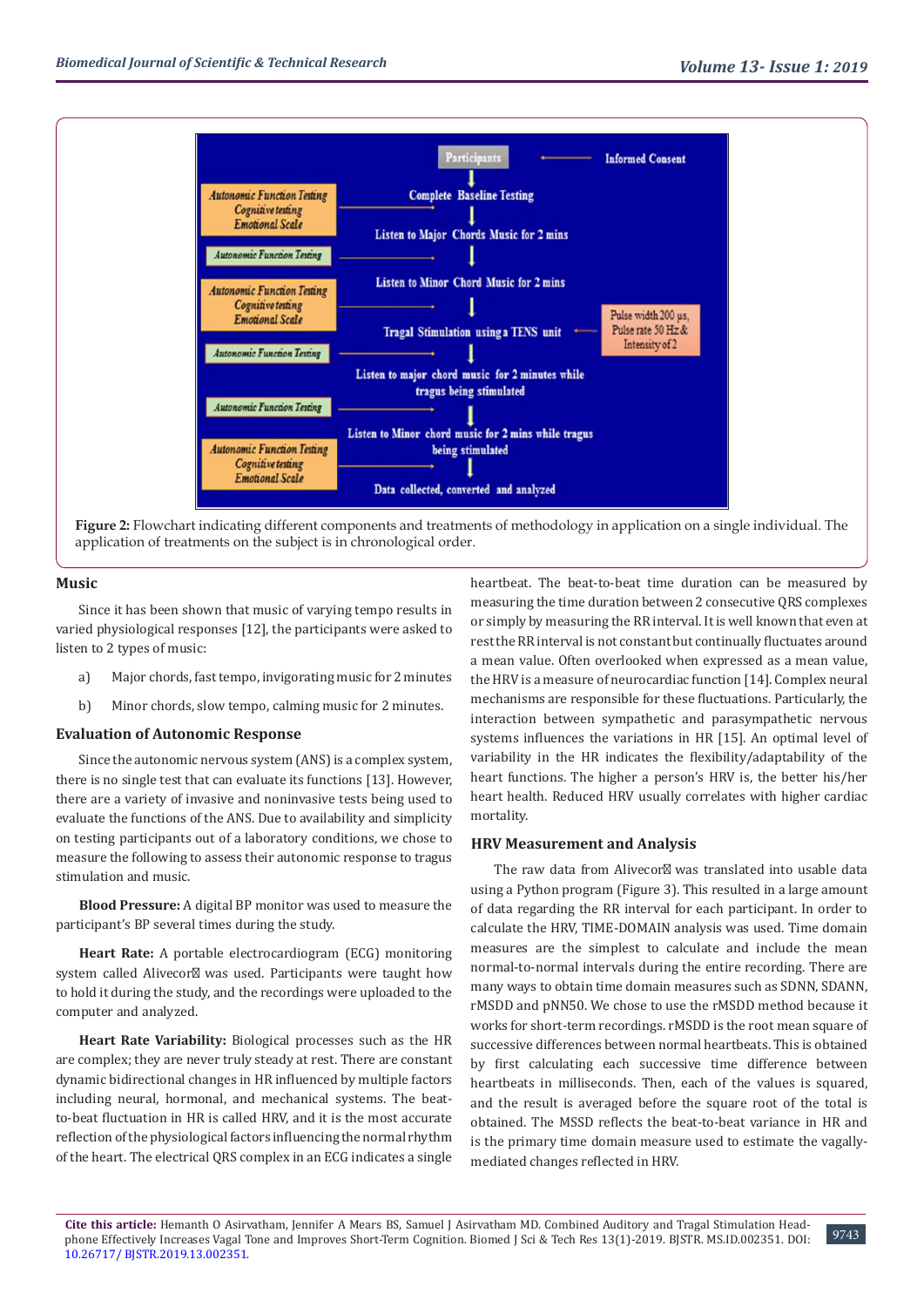Figure 2: Flowchart indicating different components and treatments of methodology in application on a single individual. The application of treatments on the subject is in chronological order.

## Music

Since it has been shown that music of varying tempo results in varied physiological responses [12], the participants were asked to listen to 2 types of music:

a) Major chords, fast tempo, invigorating music for 2 minutes

b) Minor chords, slow tempo, calming music for 2 minutes.

## Evaluation of Autonomic Response

Since the autonomic nervous system (ANS) is a complex system, there is no single test that can evaluate its functions [13]. However, there are a variety of invasive and noninvasive tests being used to evaluate the functions of the ANS. Due to availability and simplicity on testing participants out of a laboratory conditions, we chose to measure the following to assess their autonomic response to tragus stimulation and music.

**Blood Pressure:** A digital BP monitor was used to measure the participant's BP several times during the study.

**Heart Rate:** A portable electrocardiogram (ECG) monitoring system called Alivecor was used. Participants were taught how to hold it during the study, and the recordings were uploaded to the computer and analyzed.

**Heart Rate Variability:** Biological processes such as the HR are complex; they are never truly steady at rest. There are constant dynamic bidirectional changes in HR influenced by multiple factors including neural, hormonal, and mechanical systems. The beat-to-beat fluctuation in HR is called HRV, and it is the most accurate reflection of the physiological factors influencing the normal rhythm of the heart. The electrical QRS complex in an ECG indicates a single heartbeat. The beat-to-beat time duration can be measured by measuring the time duration between 2 consecutive QRS complexes or simply by measuring the RR interval. It is well known that even at rest the RR interval is not constant but continually fluctuates around a mean value. Often overlooked when expressed as a mean value, the HRV is a measure of neurocardiac function [14]. Complex neural mechanisms are responsible for these fluctuations. Particularly, the interaction between sympathetic and parasympathetic nervous systems influences the variations in HR [15]. An optimal level of variability in the HR indicates the flexibility/adaptability of the heart functions. The higher a person's HRV is, the better his/her heart health. Reduced HRV usually correlates with higher cardiac mortality.

## HRV Measurement and Analysis

The raw data from Alivecor was translated into usable data using a Python program (Figure 3). This resulted in a large amount of data regarding the RR interval for each participant. In order to calculate the HRV, TIME-DOMAIN analysis was used. Time domain measures are the simplest to calculate and include the mean normal-to-normal intervals during the entire recording. There are many ways to obtain time domain measures such as SDNN, SDANN, rMSDD and pNN50. We chose to use the rMSDD method because it works for short-term recordings. rMSDD is the root mean square of successive differences between normal heartbeats. This is obtained by first calculating each successive time difference between heartbeats in milliseconds. Then, each of the values is squared, and the result is averaged before the square root of the total is obtained. The MSSD reflects the beat-to-beat variance in HR and is the primary time domain measure used to estimate the vagally-mediated changes reflected in HRV.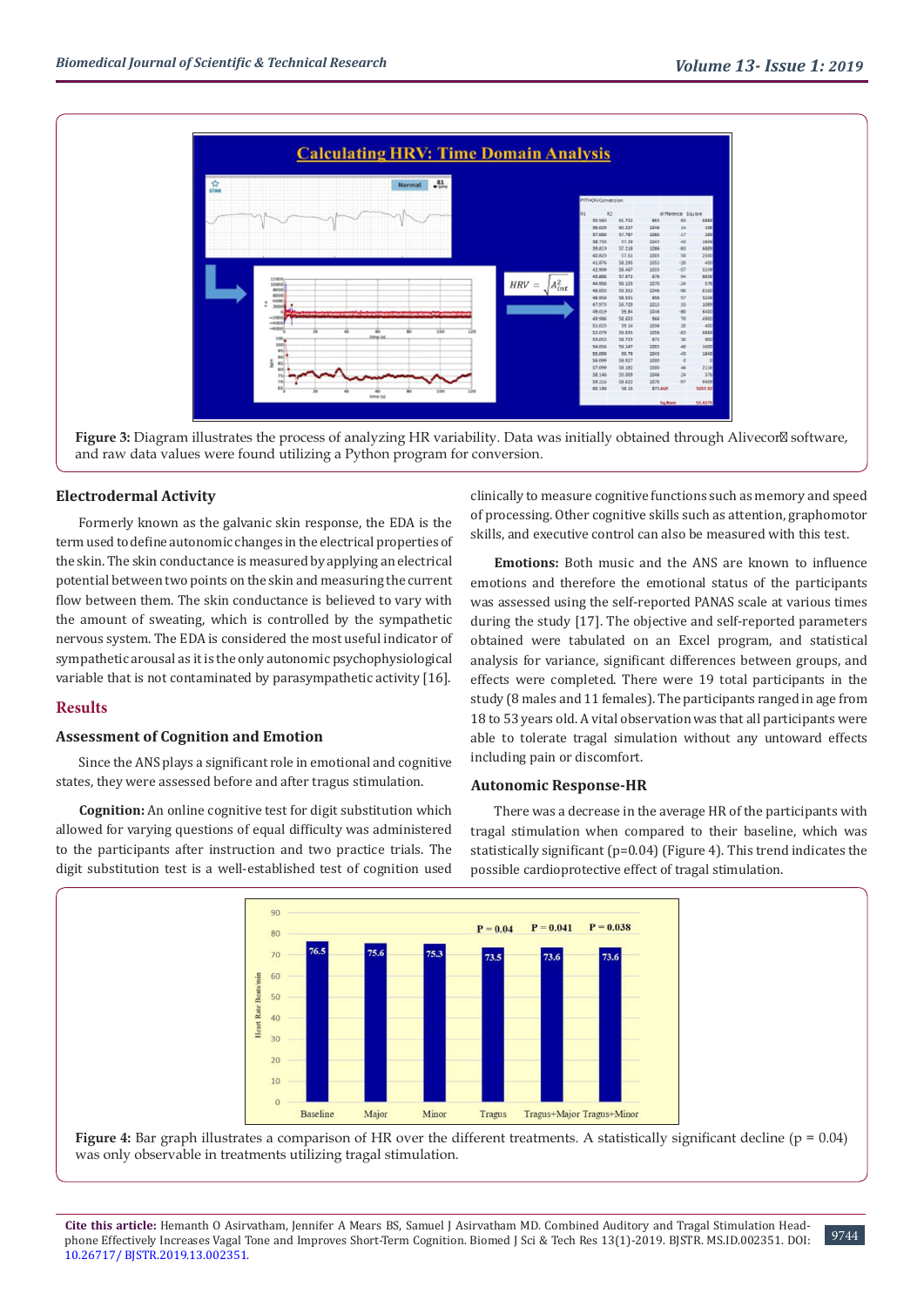Figure 3: Diagram illustrates the process of analyzing HR variability. Data was initially obtained through Alivecor software, and raw data values were found utilizing a Python program for conversion.

### Electrodermal Activity

Formerly known as the galvanic skin response, the EDA is the term used to define autonomic changes in the electrical properties of the skin. The skin conductance is measured by applying an electrical potential between two points on the skin and measuring the current flow between them. The skin conductance is believed to vary with the amount of sweating, which is controlled by the sympathetic nervous system. The EDA is considered the most useful indicator of sympathetic arousal as it is the only autonomic psychophysiological variable that is not contaminated by parasympathetic activity [16].

## Results

### Assessment of Cognition and Emotion

Since the ANS plays a significant role in emotional and cognitive states, they were assessed before and after tragus stimulation.

**Cognition:** An online cognitive test for digit substitution which allowed for varying questions of equal difficulty was administered to the participants after instruction and two practice trials. The digit substitution test is a well-established test of cognition used clinically to measure cognitive functions such as memory and speed of processing. Other cognitive skills such as attention, graphomotor skills, and executive control can also be measured with this test.

**Emotions:** Both music and the ANS are known to influence emotions and therefore the emotional status of the participants was assessed using the self-reported PANAS scale at various times during the study [17]. The objective and self-reported parameters obtained were tabulated on an Excel program, and statistical analysis for variance, significant differences between groups, and effects were completed. There were 19 total participants in the study (8 males and 11 females). The participants ranged in age from 18 to 53 years old. A vital observation was that all participants were able to tolerate tragal simulation without any untoward effects including pain or discomfort.

### Autonomic Response-HR

There was a decrease in the average HR of the participants with tragal stimulation when compared to their baseline, which was statistically significant (p=0.04) (Figure 4). This trend indicates the possible cardioprotective effect of tragal stimulation.

Figure 4: Bar graph illustrates a comparison of HR over the different treatments. A statistically significant decline (p = 0.04) was only observable in treatments utilizing tragal stimulation.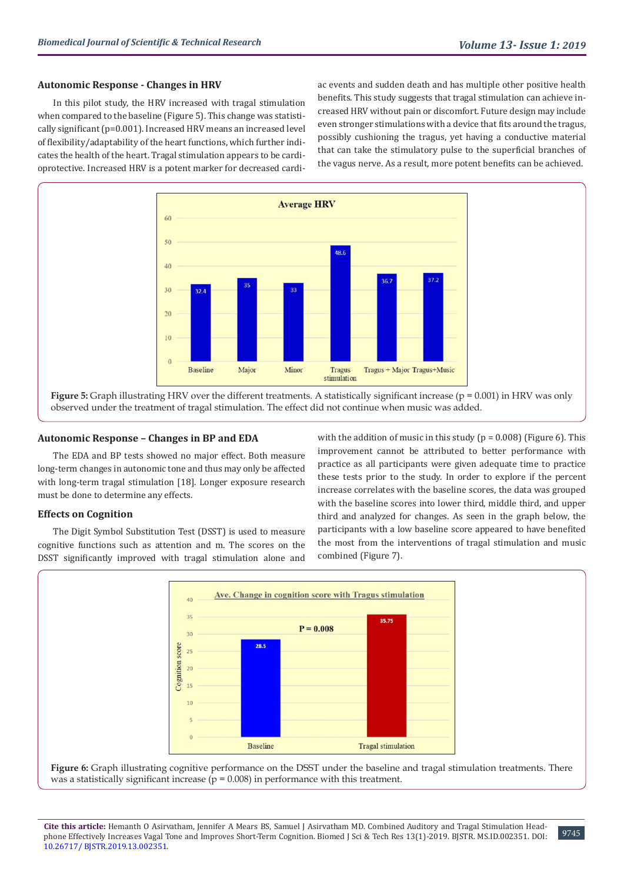### Autonomic Response - Changes in HRV

In this pilot study, the HRV increased with tragal stimulation when compared to the baseline (Figure 5). This change was statistically significant (p=0.001). Increased HRV means an increased level of flexibility/adaptability of the heart functions, which further indicates the health of the heart. Tragal stimulation appears to be cardioprotective. Increased HRV is a potent marker for decreased cardiac events and sudden death and has multiple other positive health benefits. This study suggests that tragal stimulation can achieve increased HRV without pain or discomfort. Future design may include even stronger stimulations with a device that fits around the tragus, possibly cushioning the tragus, yet having a conductive material that can take the stimulatory pulse to the superficial branches of the vagus nerve. As a result, more potent benefits can be achieved.

**Figure 5:** Graph illustrating HRV over the different treatments. A statistically significant increase (p = 0.001) in HRV was only observed under the treatment of tragal stimulation. The effect did not continue when music was added.

### Autonomic Response – Changes in BP and EDA

The EDA and BP tests showed no major effect. Both measure long-term changes in autonomic tone and thus may only be affected with long-term tragal stimulation [18]. Longer exposure research must be done to determine any effects.

### Effects on Cognition

The Digit Symbol Substitution Test (DSST) is used to measure cognitive functions such as attention and m. The scores on the DSST significantly improved with tragal stimulation alone and with the addition of music in this study (p = 0.008) (Figure 6). This improvement cannot be attributed to better performance with practice as all participants were given adequate time to practice these tests prior to the study. In order to explore if the percent increase correlates with the baseline scores, the data was grouped with the baseline scores into lower third, middle third, and upper third and analyzed for changes. As seen in the graph below, the participants with a low baseline score appeared to have benefited the most from the interventions of tragal stimulation and music combined (Figure 7).

**Figure 6:** Graph illustrating cognitive performance on the DSST under the baseline and tragal stimulation treatments. There was a statistically significant increase (p = 0.008) in performance with this treatment.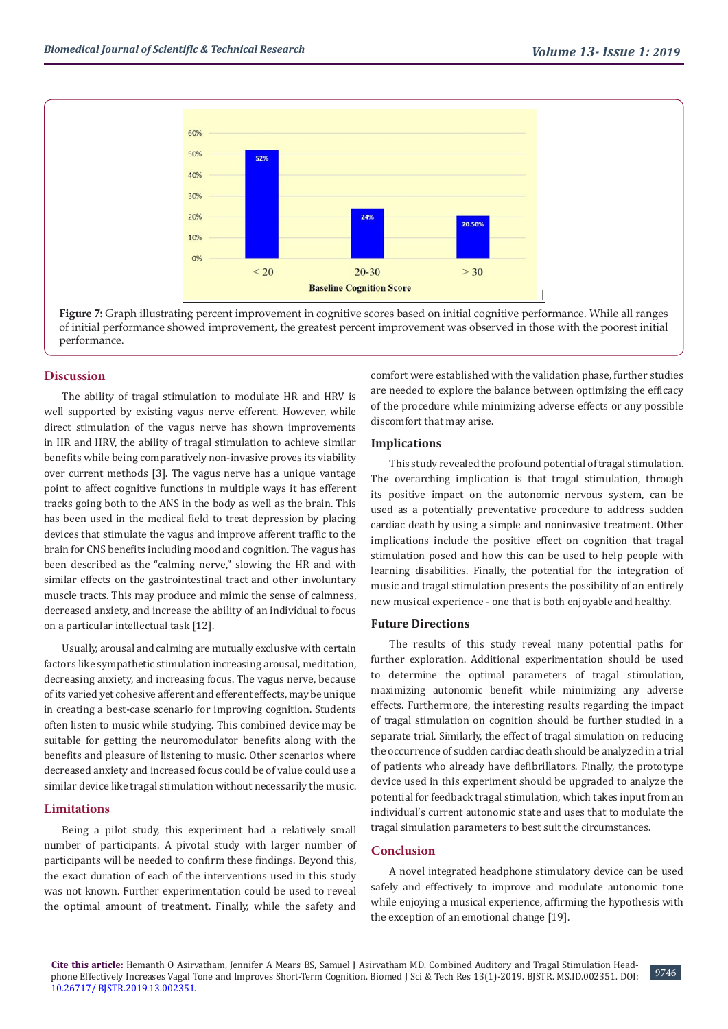Figure 7: Graph illustrating percent improvement in cognitive scores based on initial cognitive performance. While all ranges of initial performance showed improvement, the greatest percent improvement was observed in those with the poorest initial performance.

## Discussion

The ability of tragal stimulation to modulate HR and HRV is well supported by existing vagus nerve efferent. However, while direct stimulation of the vagus nerve has shown improvements in HR and HRV, the ability of tragal stimulation to achieve similar benefits while being comparatively non-invasive proves its viability over current methods [3]. The vagus nerve has a unique vantage point to affect cognitive functions in multiple ways it has efferent tracks going both to the ANS in the body as well as the brain. This has been used in the medical field to treat depression by placing devices that stimulate the vagus and improve afferent traffic to the brain for CNS benefits including mood and cognition. The vagus has been described as the "calming nerve," slowing the HR and with similar effects on the gastrointestinal tract and other involuntary muscle tracts. This may produce and mimic the sense of calmness, decreased anxiety, and increase the ability of an individual to focus on a particular intellectual task [12].

Usually, arousal and calming are mutually exclusive with certain factors like sympathetic stimulation increasing arousal, meditation, decreasing anxiety, and increasing focus. The vagus nerve, because of its varied yet cohesive afferent and efferent effects, may be unique in creating a best-case scenario for improving cognition. Students often listen to music while studying. This combined device may be suitable for getting the neuromodulator benefits along with the benefits and pleasure of listening to music. Other scenarios where decreased anxiety and increased focus could be of value could use a similar device like tragal stimulation without necessarily the music.

## Limitations

Being a pilot study, this experiment had a relatively small number of participants. A pivotal study with larger number of participants will be needed to confirm these findings. Beyond this, the exact duration of each of the interventions used in this study was not known. Further experimentation could be used to reveal the optimal amount of treatment. Finally, while the safety and comfort were established with the validation phase, further studies are needed to explore the balance between optimizing the efficacy of the procedure while minimizing adverse effects or any possible discomfort that may arise.

### Implications

This study revealed the profound potential of tragal stimulation. The overarching implication is that tragal stimulation, through its positive impact on the autonomic nervous system, can be used as a potentially preventative procedure to address sudden cardiac death by using a simple and noninvasive treatment. Other implications include the positive effect on cognition that tragal stimulation posed and how this can be used to help people with learning disabilities. Finally, the potential for the integration of music and tragal stimulation presents the possibility of an entirely new musical experience - one that is both enjoyable and healthy.

### Future Directions

The results of this study reveal many potential paths for further exploration. Additional experimentation should be used to determine the optimal parameters of tragal stimulation, maximizing autonomic benefit while minimizing any adverse effects. Furthermore, the interesting results regarding the impact of tragal stimulation on cognition should be further studied in a separate trial. Similarly, the effect of tragal simulation on reducing the occurrence of sudden cardiac death should be analyzed in a trial of patients who already have defibrillators. Finally, the prototype device used in this experiment should be upgraded to analyze the potential for feedback tragal stimulation, which takes input from an individual's current autonomic state and uses that to modulate the tragal simulation parameters to best suit the circumstances.

## Conclusion

A novel integrated headphone stimulatory device can be used safely and effectively to improve and modulate autonomic tone while enjoying a musical experience, affirming the hypothesis with the exception of an emotional change [19].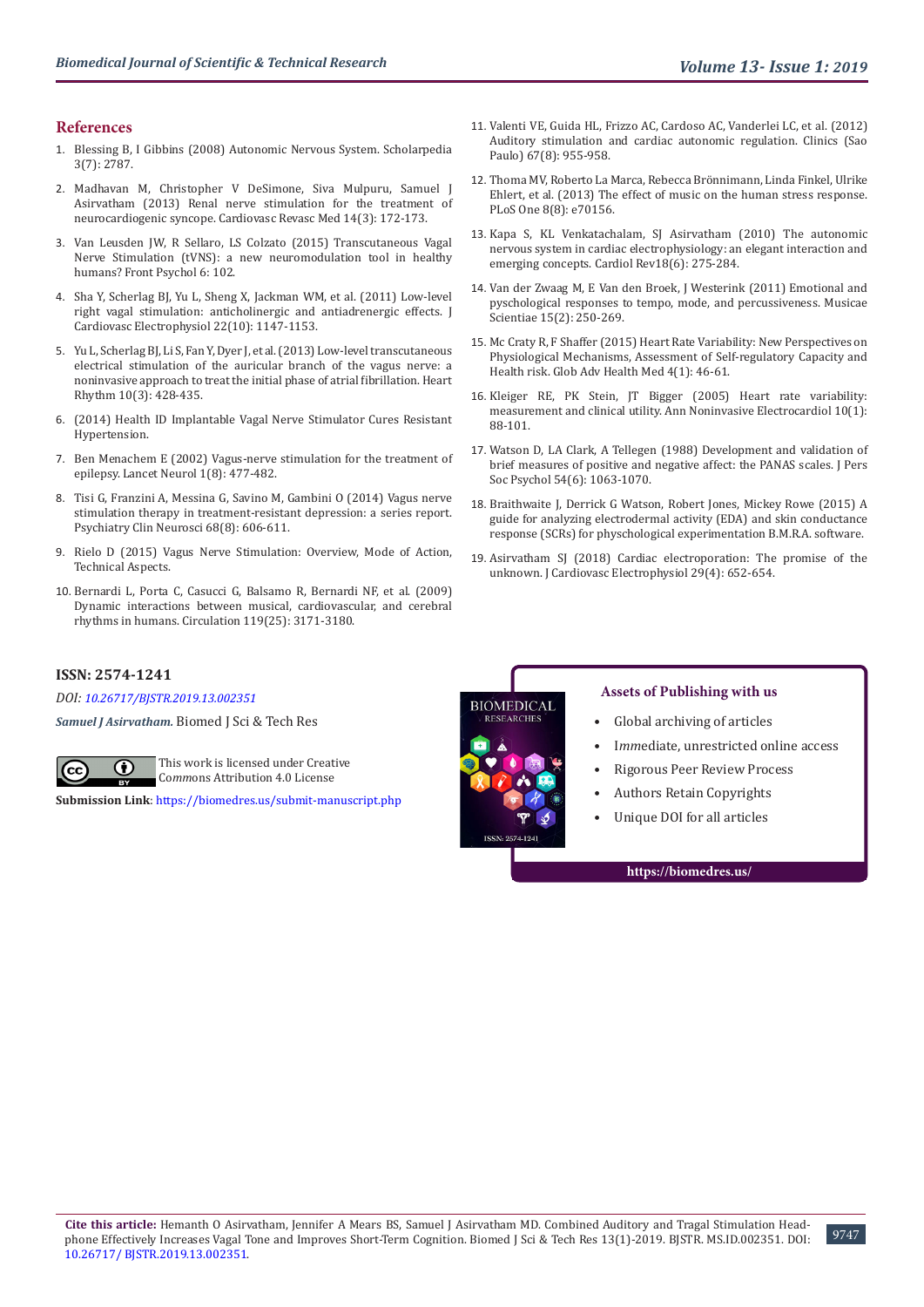## References

1. Blessing B, I Gibbins (2008) Autonomic Nervous System. Scholarpedia 3(7): 2787.
2. Madhavan M, Christopher V DeSimone, Siva Mulpuru, Samuel J Asirvatham (2013) Renal nerve stimulation for the treatment of neurocardiogenic syncope. Cardiovasc Revasc Med 14(3): 172-173.
3. Van Leusden JW, R Sellaro, LS Colzato (2015) Transcutaneous Vagal Nerve Stimulation (tVNS): a new neuromodulation tool in healthy humans? Front Psychol 6: 102.
4. Sha Y, Scherlag BJ, Yu L, Sheng X, Jackman WM, et al. (2011) Low-level right vagal stimulation: anticholinergic and antiadrenergic effects. J Cardiovasc Electrophysiol 22(10): 1147-1153.
5. Yu L, Scherlag BJ, Li S, Fan Y, Dyer J, et al. (2013) Low-level transcutaneous electrical stimulation of the auricular branch of the vagus nerve: a noninvasive approach to treat the initial phase of atrial fibrillation. Heart Rhythm 10(3): 428-435.
6. (2014) Health ID Implantable Vagal Nerve Stimulator Cures Resistant Hypertension.
7. Ben Menachem E (2002) Vagus-nerve stimulation for the treatment of epilepsy. Lancet Neurol 1(8): 477-482.
8. Tisi G, Franzini A, Messina G, Savino M, Gambini O (2014) Vagus nerve stimulation therapy in treatment-resistant depression: a series report. Psychiatry Clin Neurosci 68(8): 606-611.
9. Rielo D (2015) Vagus Nerve Stimulation: Overview, Mode of Action, Technical Aspects.
10. Bernardi L, Porta C, Casucci G, Balsamo R, Bernardi NF, et al. (2009) Dynamic interactions between musical, cardiovascular, and cerebral rhythms in humans. Circulation 119(25): 3171-3180.
11. Valenti VE, Guida HL, Frizzo AC, Cardoso AC, Vanderlei LC, et al. (2012) Auditory stimulation and cardiac autonomic regulation. Clinics (Sao Paulo) 67(8): 955-958.
12. Thoma MV, Roberto La Marca, Rebecca Brönnimann, Linda Finkel, Ulrike Ehlert, et al. (2013) The effect of music on the human stress response. PLoS One 8(8): e70156.
13. Kapa S, KL Venkatachalam, SJ Asirvatham (2010) The autonomic nervous system in cardiac electrophysiology: an elegant interaction and emerging concepts. Cardiol Rev18(6): 275-284.
14. Van der Zwaag M, E Van den Broek, J Westerink (2011) Emotional and psychological responses to tempo, mode, and percussiveness. Musicae Scientiae 15(2): 250-269.
15. Mc Craty R, F Shaffer (2015) Heart Rate Variability: New Perspectives on Physiological Mechanisms, Assessment of Self-regulatory Capacity and Health risk. Glob Adv Health Med 4(1): 46-61.
16. Kleiger RE, PK Stein, JT Bigger (2005) Heart rate variability: measurement and clinical utility. Ann Noninvasive Electrocardiol 10(1): 88-101.
17. Watson D, LA Clark, A Tellegen (1988) Development and validation of brief measures of positive and negative affect: the PANAS scales. J Pers Soc Psychol 54(6): 1063-1070.
18. Braithwaite J, Derrick G Watson, Robert Jones, Mickey Rowe (2015) A guide for analyzing electrodermal activity (EDA) and skin conductance response (SCRs) for phsychological experimentation B.M.R.A. software.
19. Asirvatham SJ (2018) Cardiac electroporation: The promise of the unknown. J Cardiovasc Electrophysiol 29(4): 652-654.

**ISSN: 2574-1241**

*DOI: 10.26717/BJSTR.2019.13.002351*

***Samuel J Asirvatham.*** Biomed J Sci & Tech Res

This work is licensed under Creative Commons Attribution 4.0 License

**Submission Link**: https://biomedres.us/submit-manuscript.php

**Assets of Publishing with us**

- Global archiving of articles
- Immediate, unrestricted online access
- Rigorous Peer Review Process
- Authors Retain Copyrights
- Unique DOI for all articles

https://biomedres.us/

**Cite this article:** Hemanth O Asirvatham, Jennifer A Mears BS, Samuel J Asirvatham MD. Combined Auditory and Tragal Stimulation Headphone Effectively Increases Vagal Tone and Improves Short-Term Cognition. Biomed J Sci & Tech Res 13(1)-2019. BJSTR. MS.ID.002351. DOI: 10.26717/ BJSTR.2019.13.002351.